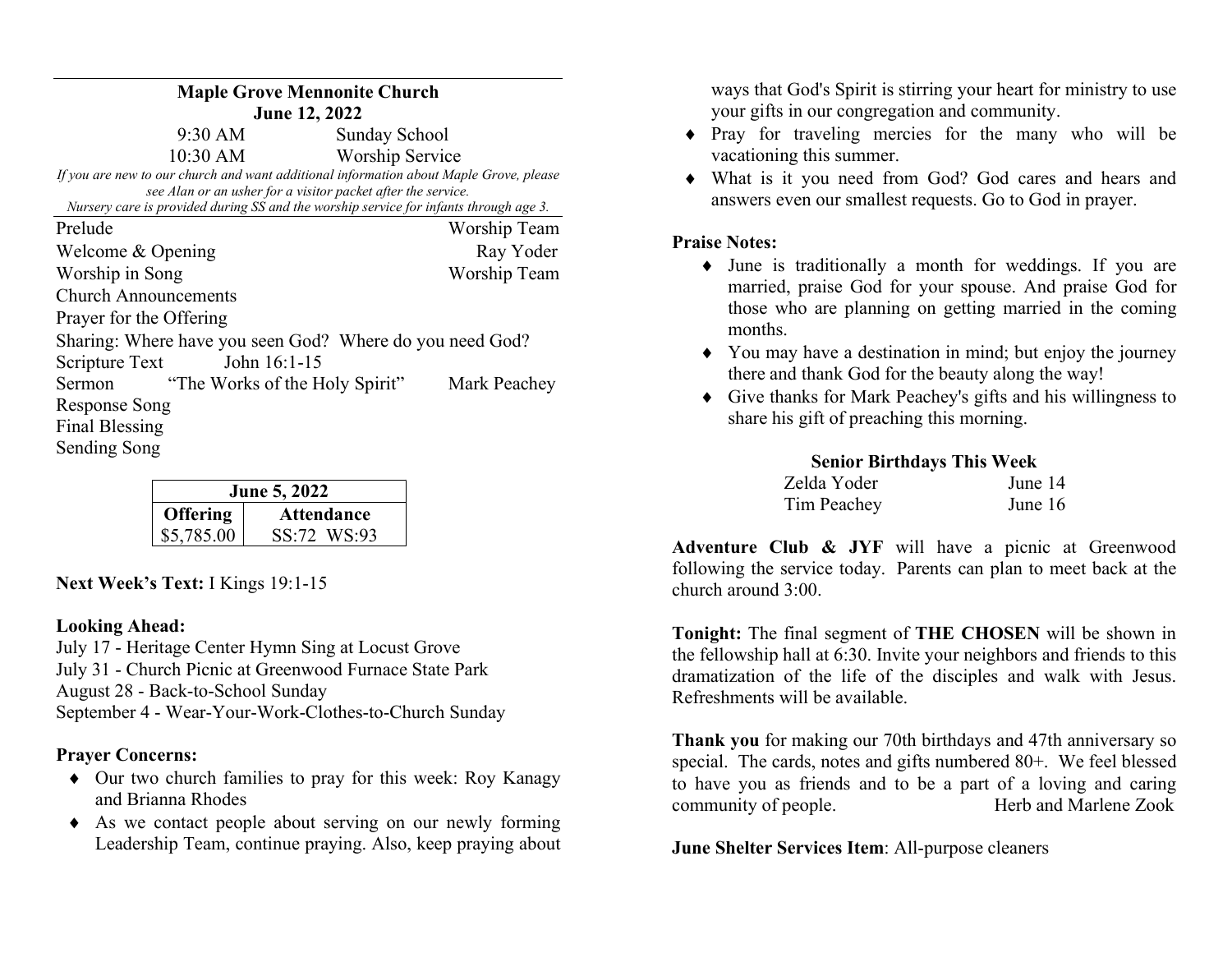# Maple Grove Mennonite Church

## June 12, 2022

9:30 AM — Sunday School
10:30 AM — Worship Service

*If you are new to our church and want additional information about Maple Grove, please see Alan or an usher for a visitor packet after the service.*
*Nursery care is provided during SS and the worship service for infants through age 3.*

| | | |
|---|---|---|
| Prelude | | Worship Team |
| Welcome & Opening | | Ray Yoder |
| Worship in Song | | Worship Team |
| Church Announcements | | |
| Prayer for the Offering | | |
| Sharing: Where have you seen God? Where do you need God? | | |
| Scripture Text | John 16:1-15 | |
| Sermon | "The Works of the Holy Spirit" | Mark Peachey |
| Response Song | | |
| Final Blessing | | |
| Sending Song | | |

| June 5, 2022 | |
|---|---|
| **Offering** | **Attendance** |
| $5,785.00 | SS:72 WS:93 |

**Next Week's Text:** I Kings 19:1-15

**Looking Ahead:**

July 17 - Heritage Center Hymn Sing at Locust Grove
July 31 - Church Picnic at Greenwood Furnace State Park
August 28 - Back-to-School Sunday
September 4 - Wear-Your-Work-Clothes-to-Church Sunday

**Prayer Concerns:**

- Our two church families to pray for this week: Roy Kanagy and Brianna Rhodes
- As we contact people about serving on our newly forming Leadership Team, continue praying. Also, keep praying about ways that God's Spirit is stirring your heart for ministry to use your gifts in our congregation and community.
- Pray for traveling mercies for the many who will be vacationing this summer.
- What is it you need from God? God cares and hears and answers even our smallest requests. Go to God in prayer.

**Praise Notes:**

- June is traditionally a month for weddings. If you are married, praise God for your spouse. And praise God for those who are planning on getting married in the coming months.
- You may have a destination in mind; but enjoy the journey there and thank God for the beauty along the way!
- Give thanks for Mark Peachey's gifts and his willingness to share his gift of preaching this morning.

**Senior Birthdays This Week**

| | |
|---|---|
| Zelda Yoder | June 14 |
| Tim Peachey | June 16 |

**Adventure Club & JYF** will have a picnic at Greenwood following the service today. Parents can plan to meet back at the church around 3:00.

**Tonight:** The final segment of **THE CHOSEN** will be shown in the fellowship hall at 6:30. Invite your neighbors and friends to this dramatization of the life of the disciples and walk with Jesus. Refreshments will be available.

**Thank you** for making our 70th birthdays and 47th anniversary so special. The cards, notes and gifts numbered 80+. We feel blessed to have you as friends and to be a part of a loving and caring community of people. — Herb and Marlene Zook

**June Shelter Services Item**: All-purpose cleaners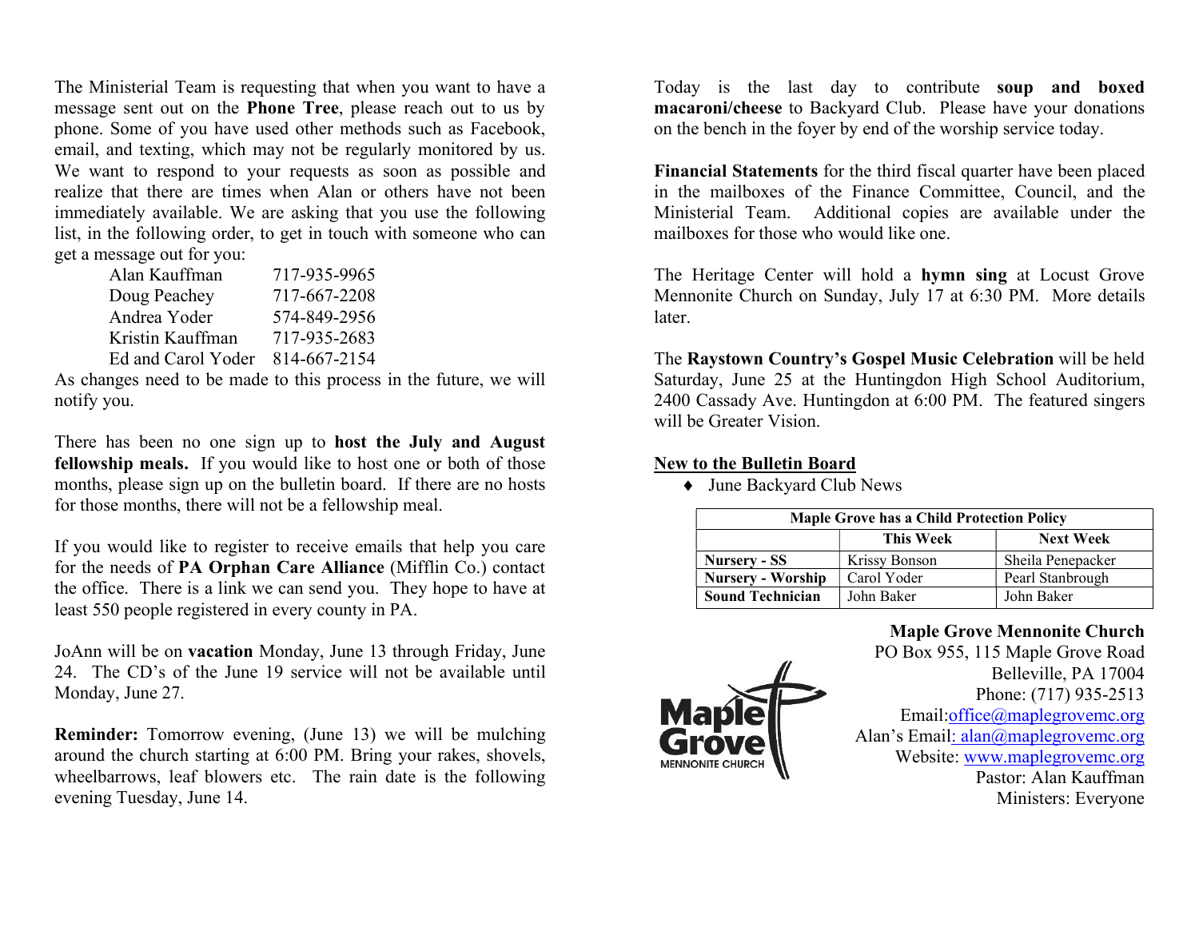The Ministerial Team is requesting that when you want to have a message sent out on the **Phone Tree**, please reach out to us by phone. Some of you have used other methods such as Facebook, email, and texting, which may not be regularly monitored by us. We want to respond to your requests as soon as possible and realize that there are times when Alan or others have not been immediately available. We are asking that you use the following list, in the following order, to get in touch with someone who can get a message out for you:

| | |
|---|---|
| Alan Kauffman | 717-935-9965 |
| Doug Peachey | 717-667-2208 |
| Andrea Yoder | 574-849-2956 |
| Kristin Kauffman | 717-935-2683 |
| Ed and Carol Yoder | 814-667-2154 |

As changes need to be made to this process in the future, we will notify you.

There has been no one sign up to **host the July and August fellowship meals.** If you would like to host one or both of those months, please sign up on the bulletin board. If there are no hosts for those months, there will not be a fellowship meal.

If you would like to register to receive emails that help you care for the needs of **PA Orphan Care Alliance** (Mifflin Co.) contact the office. There is a link we can send you. They hope to have at least 550 people registered in every county in PA.

JoAnn will be on **vacation** Monday, June 13 through Friday, June 24. The CD's of the June 19 service will not be available until Monday, June 27.

**Reminder:** Tomorrow evening, (June 13) we will be mulching around the church starting at 6:00 PM. Bring your rakes, shovels, wheelbarrows, leaf blowers etc. The rain date is the following evening Tuesday, June 14.

Today is the last day to contribute **soup and boxed macaroni/cheese** to Backyard Club. Please have your donations on the bench in the foyer by end of the worship service today.

**Financial Statements** for the third fiscal quarter have been placed in the mailboxes of the Finance Committee, Council, and the Ministerial Team. Additional copies are available under the mailboxes for those who would like one.

The Heritage Center will hold a **hymn sing** at Locust Grove Mennonite Church on Sunday, July 17 at 6:30 PM. More details later.

The **Raystown Country's Gospel Music Celebration** will be held Saturday, June 25 at the Huntingdon High School Auditorium, 2400 Cassady Ave. Huntingdon at 6:00 PM. The featured singers will be Greater Vision.

**New to the Bulletin Board**

- June Backyard Club News

| Maple Grove has a Child Protection Policy | | |
|---|---|---|
| | **This Week** | **Next Week** |
| **Nursery - SS** | Krissy Bonson | Sheila Penepacker |
| **Nursery - Worship** | Carol Yoder | Pearl Stanbrough |
| **Sound Technician** | John Baker | John Baker |

Maple Grove Mennonite Church

**Maple Grove Mennonite Church**
PO Box 955, 115 Maple Grove Road
Belleville, PA 17004
Phone: (717) 935-2513
Email:office@maplegrovemc.org
Alan's Email: alan@maplegrovemc.org
Website: www.maplegrovemc.org
Pastor: Alan Kauffman
Ministers: Everyone